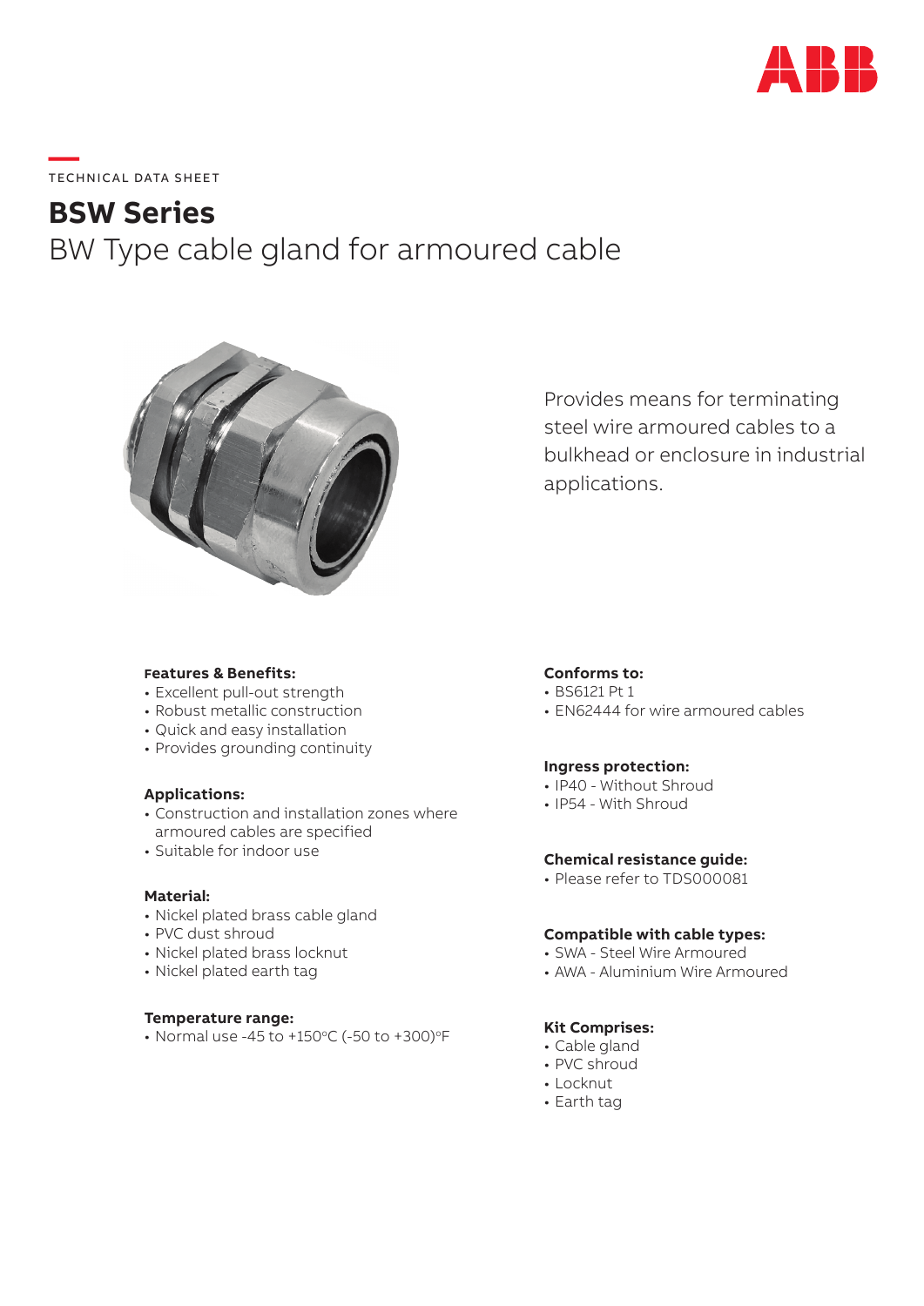TECHNICAL DATA SHEET

# BSW Series

## BW Type cable gland for armoured cable

Provides means for terminating steel wire armoured cables to a bulkhead or enclosure in industrial applications.

### Features & Benefits:

- Excellent pull-out strength
- Robust metallic construction
- Quick and easy installation
- Provides grounding continuity

### Applications:

- Construction and installation zones where armoured cables are specified
- Suitable for indoor use

### Material:

- Nickel plated brass cable gland
- PVC dust shroud
- Nickel plated brass locknut
- Nickel plated earth tag

### Temperature range:

- Normal use -45 to +150°C (-50 to +300)°F

### Conforms to:

- BS6121 Pt 1
- EN62444 for wire armoured cables

### Ingress protection:

- IP40 - Without Shroud
- IP54 - With Shroud

### Chemical resistance guide:

- Please refer to TDS000081

### Compatible with cable types:

- SWA - Steel Wire Armoured
- AWA - Aluminium Wire Armoured

### Kit Comprises:

- Cable gland
- PVC shroud
- Locknut
- Earth tag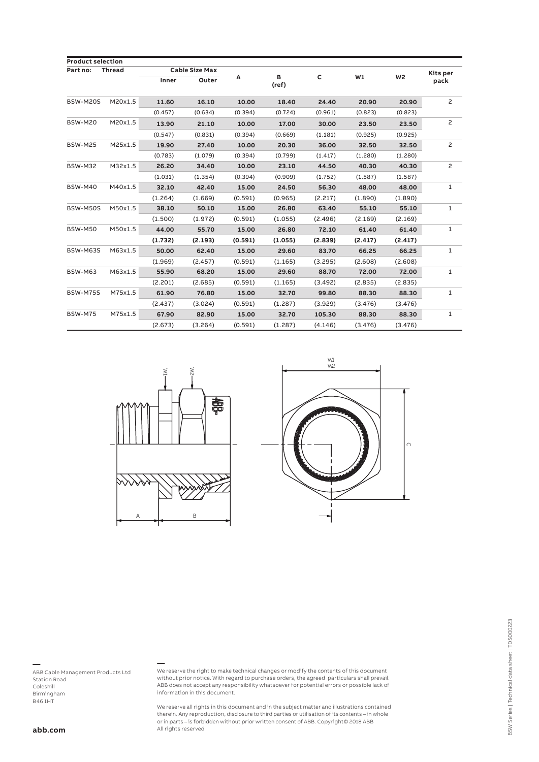## Product selection

| Part no: | Thread | Cable Size Max Inner | Cable Size Max Outer | A | B (ref) | C | W1 | W2 | Kits per pack |
|---|---|---|---|---|---|---|---|---|---|
| BSW-M20S | M20x1.5 | **11.60** | **16.10** | **10.00** | **18.40** | **24.40** | **20.90** | **20.90** | 2 |
| | | (0.457) | (0.634) | (0.394) | (0.724) | (0.961) | (0.823) | (0.823) | |
| BSW-M20 | M20x1.5 | **13.90** | **21.10** | **10.00** | **17.00** | **30.00** | **23.50** | **23.50** | 2 |
| | | (0.547) | (0.831) | (0.394) | (0.669) | (1.181) | (0.925) | (0.925) | |
| BSW-M25 | M25x1.5 | **19.90** | **27.40** | **10.00** | **20.30** | **36.00** | **32.50** | **32.50** | 2 |
| | | (0.783) | (1.079) | (0.394) | (0.799) | (1.417) | (1.280) | (1.280) | |
| BSW-M32 | M32x1.5 | **26.20** | **34.40** | **10.00** | **23.10** | **44.50** | **40.30** | **40.30** | 2 |
| | | (1.031) | (1.354) | (0.394) | (0.909) | (1.752) | (1.587) | (1.587) | |
| BSW-M40 | M40x1.5 | **32.10** | **42.40** | **15.00** | **24.50** | **56.30** | **48.00** | **48.00** | 1 |
| | | (1.264) | (1.669) | (0.591) | (0.965) | (2.217) | (1.890) | (1.890) | |
| BSW-M50S | M50x1.5 | **38.10** | **50.10** | **15.00** | **26.80** | **63.40** | **55.10** | **55.10** | 1 |
| | | (1.500) | (1.972) | (0.591) | (1.055) | (2.496) | (2.169) | (2.169) | |
| BSW-M50 | M50x1.5 | **44.00** | **55.70** | **15.00** | **26.80** | **72.10** | **61.40** | **61.40** | 1 |
| | | **(1.732)** | **(2.193)** | **(0.591)** | **(1.055)** | **(2.839)** | **(2.417)** | **(2.417)** | |
| BSW-M63S | M63x1.5 | **50.00** | **62.40** | **15.00** | **29.60** | **83.70** | **66.25** | **66.25** | 1 |
| | | (1.969) | (2.457) | (0.591) | (1.165) | (3.295) | (2.608) | (2.608) | |
| BSW-M63 | M63x1.5 | **55.90** | **68.20** | **15.00** | **29.60** | **88.70** | **72.00** | **72.00** | 1 |
| | | (2.201) | (2.685) | (0.591) | (1.165) | (3.492) | (2.835) | (2.835) | |
| BSW-M75S | M75x1.5 | **61.90** | **76.80** | **15.00** | **32.70** | **99.80** | **88.30** | **88.30** | 1 |
| | | (2.437) | (3.024) | (0.591) | (1.287) | (3.929) | (3.476) | (3.476) | |
| BSW-M75 | M75x1.5 | **67.90** | **82.90** | **15.00** | **32.70** | **105.30** | **88.30** | **88.30** | 1 |
| | | (2.673) | (3.264) | (0.591) | (1.287) | (4.146) | (3.476) | (3.476) | |

W1
W2
A
B
C

ABB Cable Management Products Ltd
Station Road
Coleshill
Birmingham
B46 1HT

**abb.com**

We reserve the right to make technical changes or modify the contents of this document without prior notice. With regard to purchase orders, the agreed particulars shall prevail. ABB does not accept any responsibility whatsoever for potential errors or possible lack of information in this document.

We reserve all rights in this document and in the subject matter and illustrations contained therein. Any reproduction, disclosure to third parties or utilisation of its contents – in whole or in parts – is forbidden without prior written consent of ABB. Copyright© 2018 ABB
All rights reserved